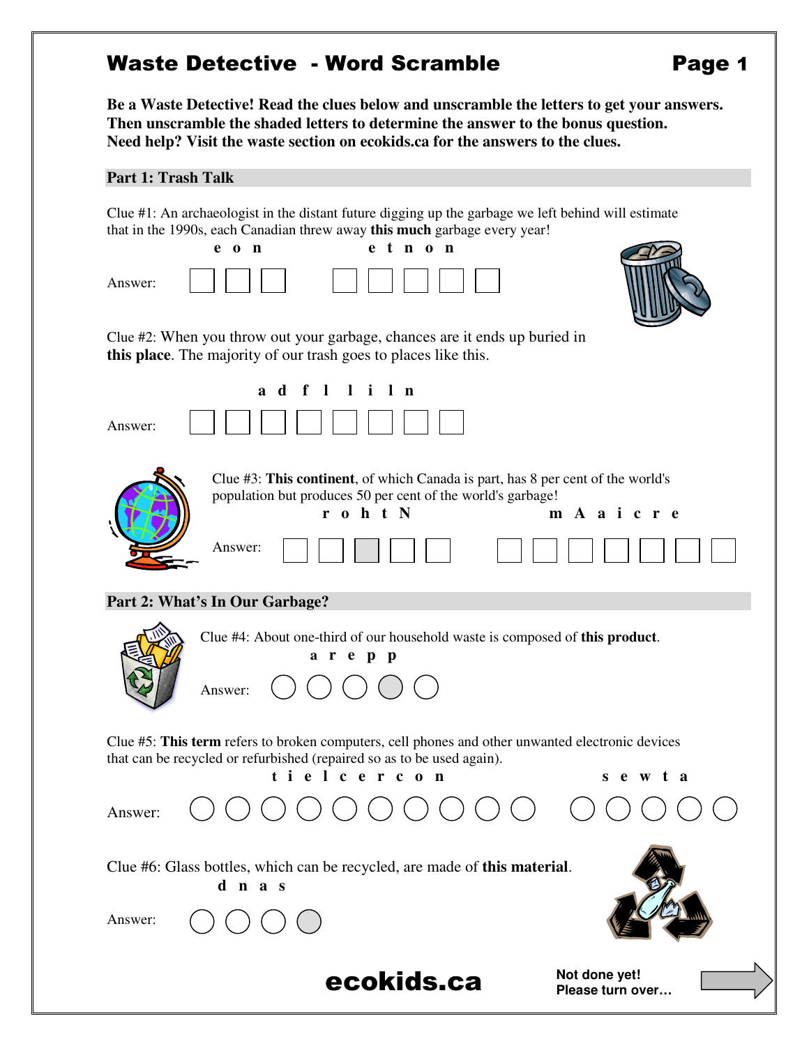# Waste Detective - Word Scramble

**Page 1**

**Be a Waste Detective! Read the clues below and unscramble the letters to get your answers. Then unscramble the shaded letters to determine the answer to the bonus question. Need help? Visit the waste section on ecokids.ca for the answers to the clues.**

## Part 1: Trash Talk

Clue #1: An archaeologist in the distant future digging up the garbage we left behind will estimate that in the 1990s, each Canadian threw away **this much** garbage every year!

**e o n　　e t n o n**

Answer: ☐☐☐ ☐☐☐☐☐

Clue #2: When you throw out your garbage, chances are it ends up buried in **this place**. The majority of our trash goes to places like this.

**a d f l l i l n**

Answer: ☐☐☐☐☐☐☐☐

Clue #3: **This continent**, of which Canada is part, has 8 per cent of the world's population but produces 50 per cent of the world's garbage!

**r o h t N　　m A a i c r e**

Answer: ☐☐■☐☐ ☐☐☐☐☐☐☐

## Part 2: What's In Our Garbage?

Clue #4: About one-third of our household waste is composed of **this product**.

**a r e p p**

Answer: ○○○●○

Clue #5: **This term** refers to broken computers, cell phones and other unwanted electronic devices that can be recycled or refurbished (repaired so as to be used again).

**t i e l c e r c o n　　s e w t a**

Answer: ○○○○○○○○○○ ○○○○○

Clue #6: Glass bottles, which can be recycled, are made of **this material**.

**d n a s**

Answer: ○○○●

**ecokids.ca**

**Not done yet! Please turn over…**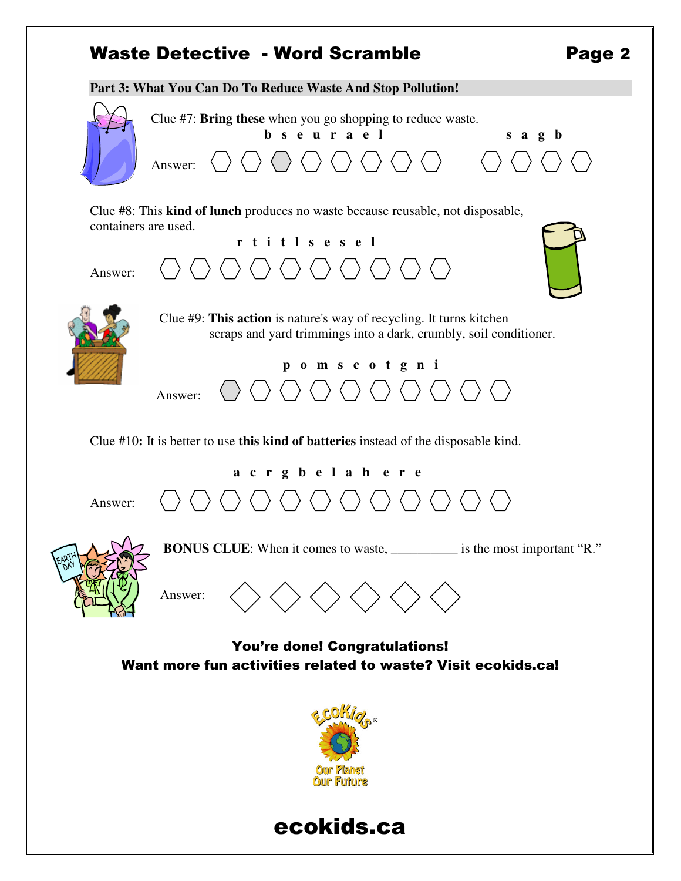# Waste Detective - Word Scramble

**Part 3: What You Can Do To Reduce Waste And Stop Pollution!**

Clue #7: **Bring these** when you go shopping to reduce waste.

b s e u r a e l      s a g b

Answer: ⬡ ⬡ ⬡ ⬡ ⬡ ⬡ ⬡ ⬡   ⬡ ⬡ ⬡ ⬡

Clue #8: This **kind of lunch** produces no waste because reusable, not disposable, containers are used.

r t i t l s e s e l

Answer: ⬡ ⬡ ⬡ ⬡ ⬡ ⬡ ⬡ ⬡ ⬡ ⬡

Clue #9: **This action** is nature's way of recycling. It turns kitchen scraps and yard trimmings into a dark, crumbly, soil conditioner.

p o m s c o t g n i

Answer: ⬡ ⬡ ⬡ ⬡ ⬡ ⬡ ⬡ ⬡ ⬡ ⬡

Clue #10**:** It is better to use **this kind of batteries** instead of the disposable kind.

a c r g b e l a h e r e

Answer: ⬡ ⬡ ⬡ ⬡ ⬡ ⬡ ⬡ ⬡ ⬡ ⬡ ⬡ ⬡

**BONUS CLUE**: When it comes to waste, __________ is the most important "R."

Answer: ◇ ◇ ◇ ◇ ◇ ◇

**You're done! Congratulations!**
**Want more fun activities related to waste? Visit ecokids.ca!**

EcoKids® Our Planet Our Future

**ecokids.ca**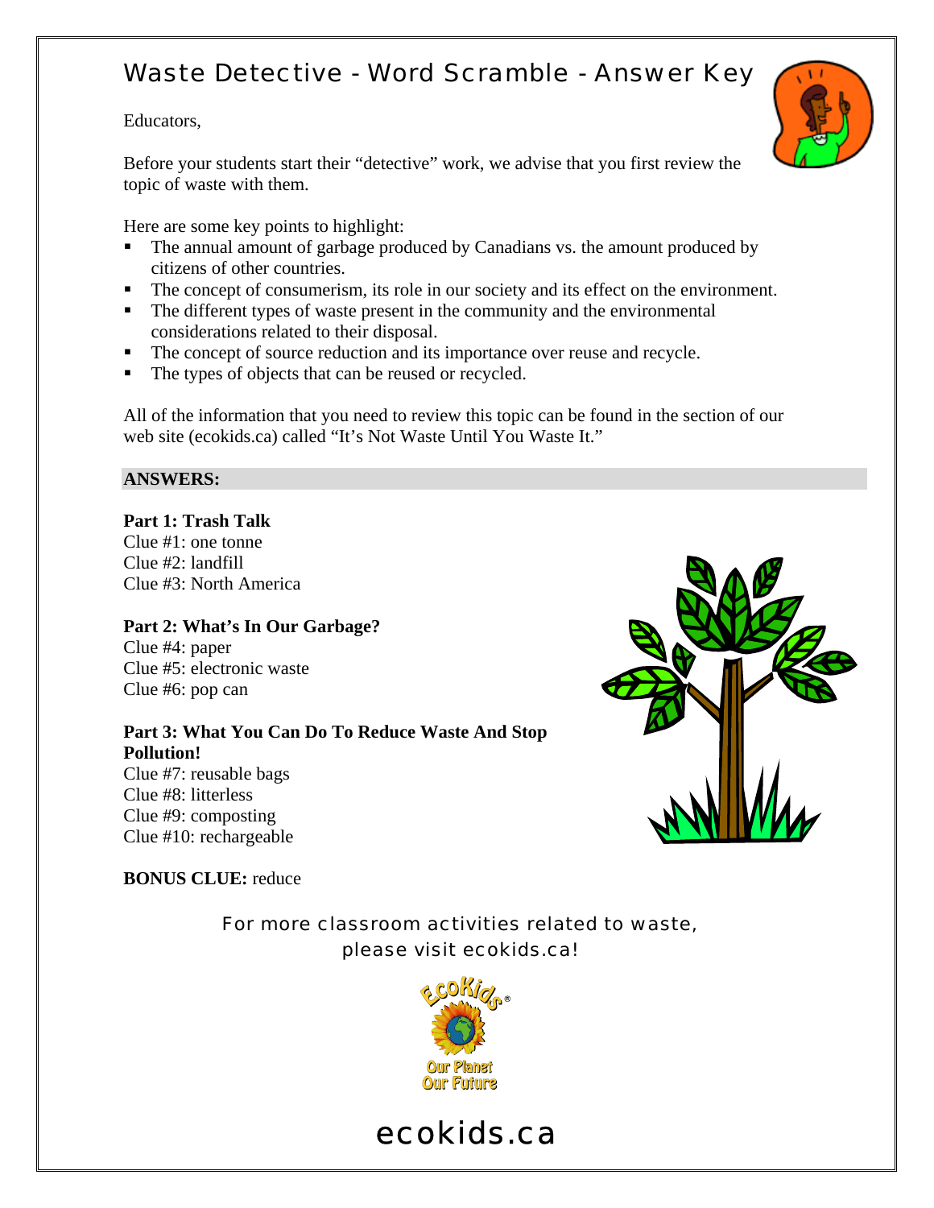# Waste Detective - Word Scramble - Answer Key

Educators,

Before your students start their "detective" work, we advise that you first review the topic of waste with them.

Here are some key points to highlight:

- The annual amount of garbage produced by Canadians vs. the amount produced by citizens of other countries.
- The concept of consumerism, its role in our society and its effect on the environment.
- The different types of waste present in the community and the environmental considerations related to their disposal.
- The concept of source reduction and its importance over reuse and recycle.
- The types of objects that can be reused or recycled.

All of the information that you need to review this topic can be found in the section of our web site (ecokids.ca) called "It's Not Waste Until You Waste It."

**ANSWERS:**

**Part 1: Trash Talk**
Clue #1: one tonne
Clue #2: landfill
Clue #3: North America

**Part 2: What's In Our Garbage?**
Clue #4: paper
Clue #5: electronic waste
Clue #6: pop can

**Part 3: What You Can Do To Reduce Waste And Stop Pollution!**
Clue #7: reusable bags
Clue #8: litterless
Clue #9: composting
Clue #10: rechargeable

**BONUS CLUE:** reduce

For more classroom activities related to waste, please visit ecokids.ca!

EcoKids® Our Planet Our Future

ecokids.ca